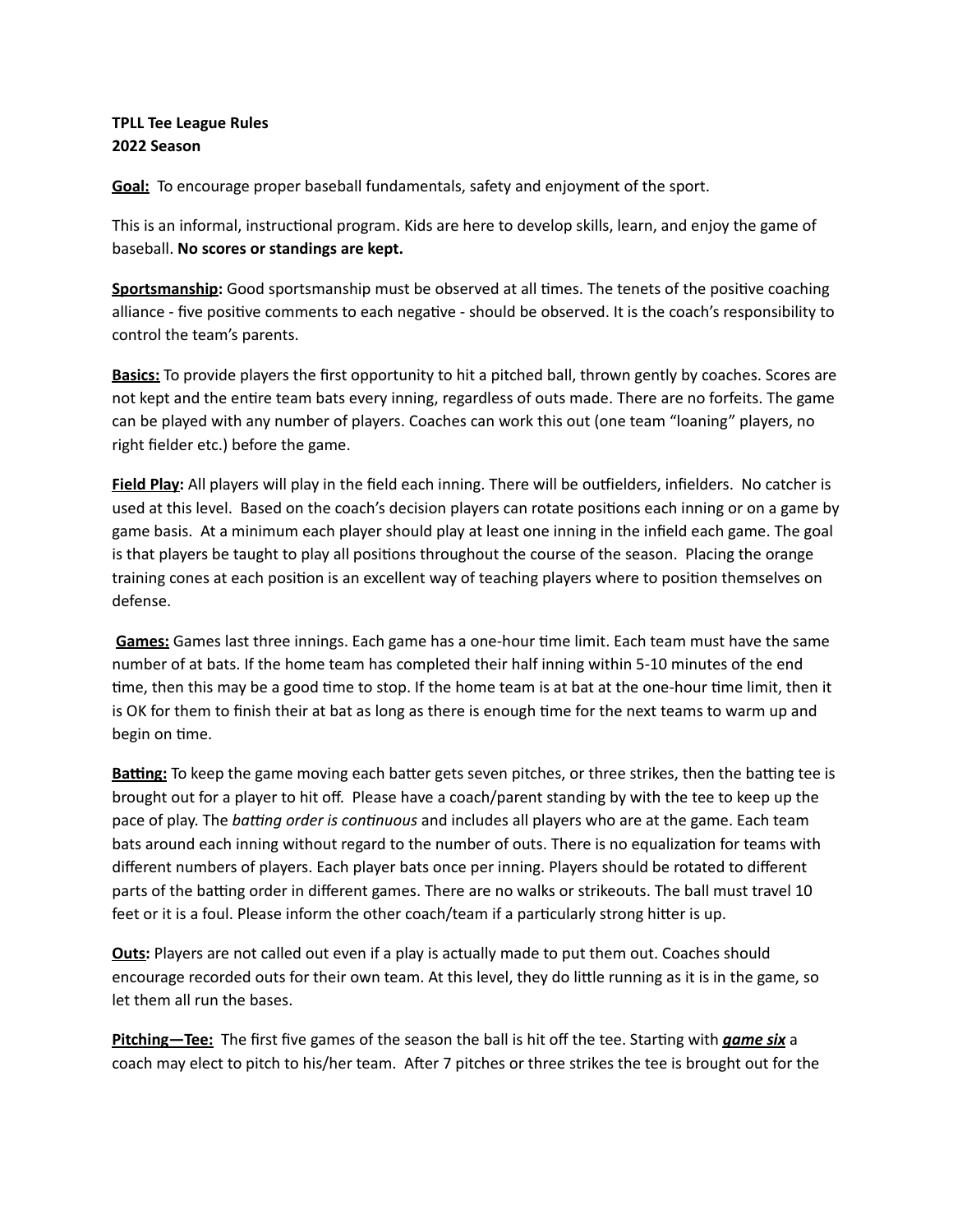**TPLL Tee League Rules**
**2022 Season**

**<u>Goal:</u>** To encourage proper baseball fundamentals, safety and enjoyment of the sport.

This is an informal, instructional program. Kids are here to develop skills, learn, and enjoy the game of baseball. **No scores or standings are kept.**

**<u>Sportsmanship</u>:** Good sportsmanship must be observed at all times. The tenets of the positive coaching alliance - five positive comments to each negative - should be observed. It is the coach's responsibility to control the team's parents.

**<u>Basics:</u>** To provide players the first opportunity to hit a pitched ball, thrown gently by coaches. Scores are not kept and the entire team bats every inning, regardless of outs made. There are no forfeits. The game can be played with any number of players. Coaches can work this out (one team "loaning" players, no right fielder etc.) before the game.

**<u>Field Play</u>:** All players will play in the field each inning. There will be outfielders, infielders. No catcher is used at this level. Based on the coach's decision players can rotate positions each inning or on a game by game basis. At a minimum each player should play at least one inning in the infield each game. The goal is that players be taught to play all positions throughout the course of the season. Placing the orange training cones at each position is an excellent way of teaching players where to position themselves on defense.

**<u>Games:</u>** Games last three innings. Each game has a one-hour time limit. Each team must have the same number of at bats. If the home team has completed their half inning within 5-10 minutes of the end time, then this may be a good time to stop. If the home team is at bat at the one-hour time limit, then it is OK for them to finish their at bat as long as there is enough time for the next teams to warm up and begin on time.

**<u>Batting:</u>** To keep the game moving each batter gets seven pitches, or three strikes, then the batting tee is brought out for a player to hit off. Please have a coach/parent standing by with the tee to keep up the pace of play. The *batting order is continuous* and includes all players who are at the game. Each team bats around each inning without regard to the number of outs. There is no equalization for teams with different numbers of players. Each player bats once per inning. Players should be rotated to different parts of the batting order in different games. There are no walks or strikeouts. The ball must travel 10 feet or it is a foul. Please inform the other coach/team if a particularly strong hitter is up.

**<u>Outs</u>:** Players are not called out even if a play is actually made to put them out. Coaches should encourage recorded outs for their own team. At this level, they do little running as it is in the game, so let them all run the bases.

**<u>Pitching—Tee:</u>** The first five games of the season the ball is hit off the tee. Starting with ***<u>game six</u>*** a coach may elect to pitch to his/her team. After 7 pitches or three strikes the tee is brought out for the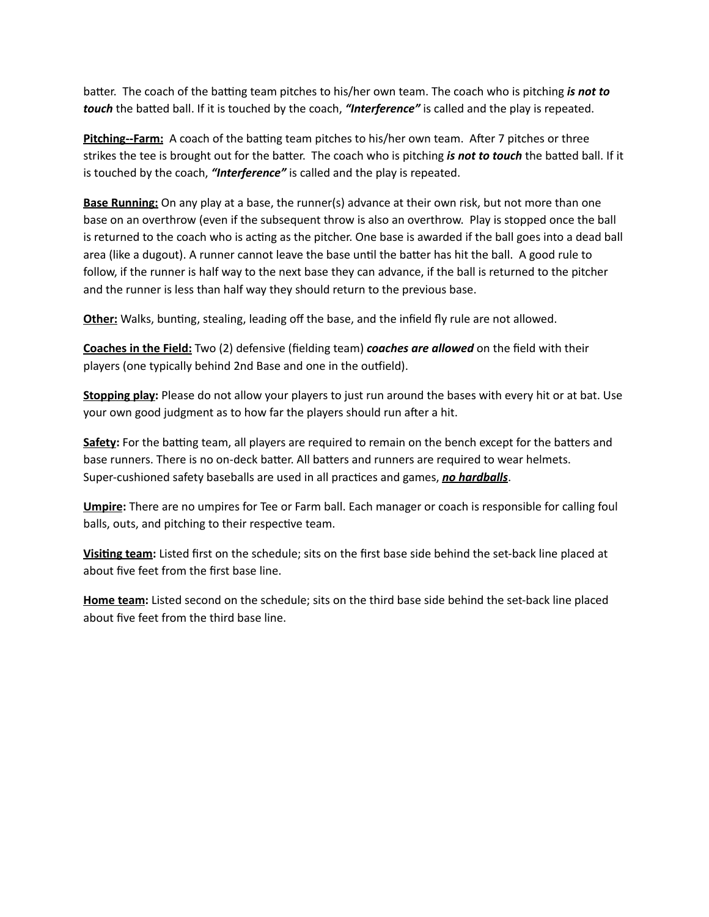batter.  The coach of the batting team pitches to his/her own team. The coach who is pitching ***is not to touch*** the batted ball. If it is touched by the coach, ***"Interference"*** is called and the play is repeated.

**<u>Pitching--Farm:</u>**  A coach of the batting team pitches to his/her own team.  After 7 pitches or three strikes the tee is brought out for the batter.  The coach who is pitching ***is not to touch*** the batted ball. If it is touched by the coach, ***"Interference"*** is called and the play is repeated.

**<u>Base Running:</u>** On any play at a base, the runner(s) advance at their own risk, but not more than one base on an overthrow (even if the subsequent throw is also an overthrow.  Play is stopped once the ball is returned to the coach who is acting as the pitcher. One base is awarded if the ball goes into a dead ball area (like a dugout). A runner cannot leave the base until the batter has hit the ball.  A good rule to follow, if the runner is half way to the next base they can advance, if the ball is returned to the pitcher and the runner is less than half way they should return to the previous base.

**<u>Other:</u>** Walks, bunting, stealing, leading off the base, and the infield fly rule are not allowed.

**<u>Coaches in the Field:</u>** Two (2) defensive (fielding team) ***coaches are allowed*** on the field with their players (one typically behind 2nd Base and one in the outfield).

**<u>Stopping play</u>:** Please do not allow your players to just run around the bases with every hit or at bat. Use your own good judgment as to how far the players should run after a hit.

**<u>Safety</u>:** For the batting team, all players are required to remain on the bench except for the batters and base runners. There is no on-deck batter. All batters and runners are required to wear helmets. Super-cushioned safety baseballs are used in all practices and games, ***<u>no hardballs</u>***.

**<u>Umpire</u>:** There are no umpires for Tee or Farm ball. Each manager or coach is responsible for calling foul balls, outs, and pitching to their respective team.

**<u>Visiting team</u>:** Listed first on the schedule; sits on the first base side behind the set-back line placed at about five feet from the first base line.

**<u>Home team</u>:** Listed second on the schedule; sits on the third base side behind the set-back line placed about five feet from the third base line.